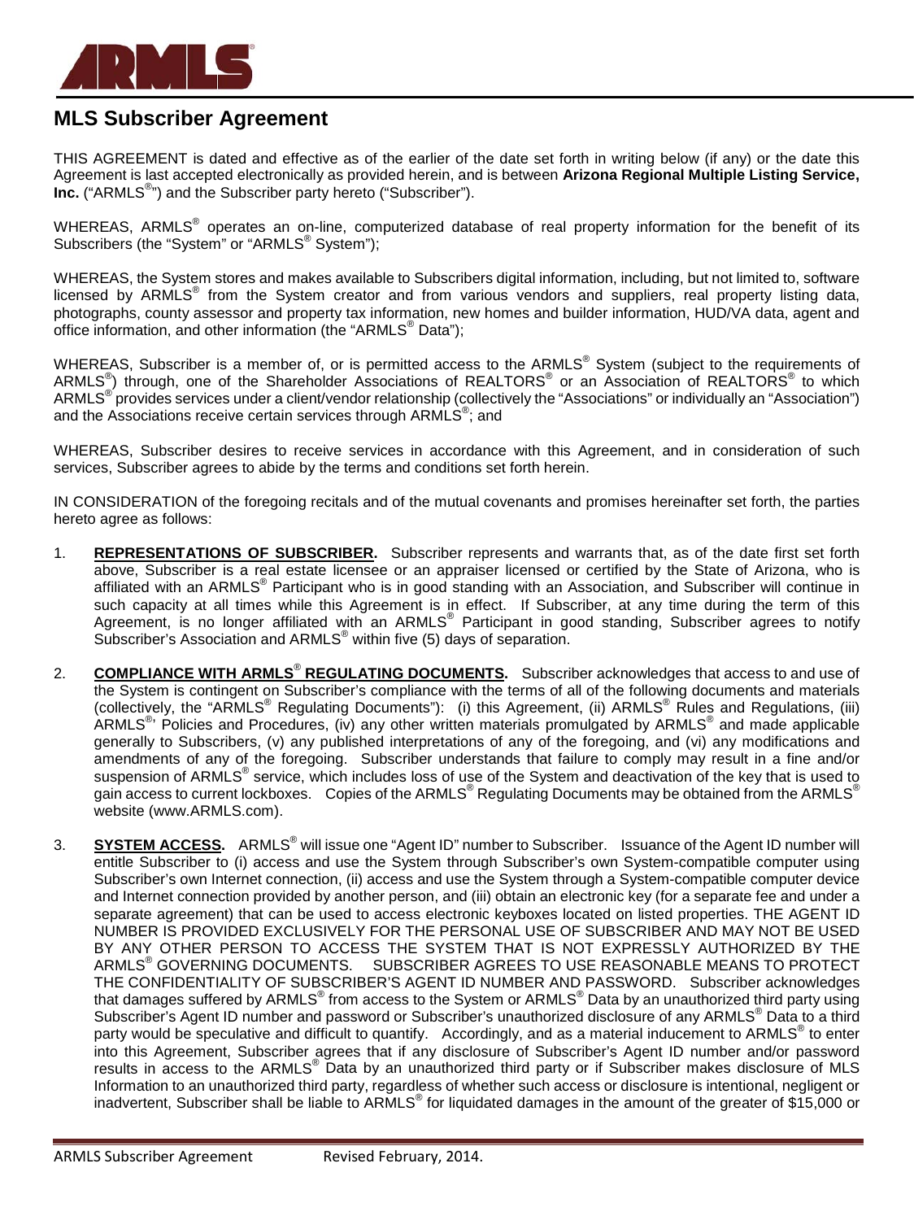# MLS Subscriber Agreement

THIS AGREEMENT is dated and effective as of the earlier of the date set forth in writing below (if any) or the date this Agreement is last accepted electronically as provided herein, and is between **Arizona Regional Multiple Listing Service, Inc.** ("ARMLS®") and the Subscriber party hereto ("Subscriber").

WHEREAS, ARMLS® operates an on-line, computerized database of real property information for the benefit of its Subscribers (the "System" or "ARMLS® System");

WHEREAS, the System stores and makes available to Subscribers digital information, including, but not limited to, software licensed by ARMLS® from the System creator and from various vendors and suppliers, real property listing data, photographs, county assessor and property tax information, new homes and builder information, HUD/VA data, agent and office information, and other information (the "ARMLS® Data");

WHEREAS, Subscriber is a member of, or is permitted access to the ARMLS® System (subject to the requirements of ARMLS®) through, one of the Shareholder Associations of REALTORS® or an Association of REALTORS® to which ARMLS® provides services under a client/vendor relationship (collectively the "Associations" or individually an "Association") and the Associations receive certain services through ARMLS®; and

WHEREAS, Subscriber desires to receive services in accordance with this Agreement, and in consideration of such services, Subscriber agrees to abide by the terms and conditions set forth herein.

IN CONSIDERATION of the foregoing recitals and of the mutual covenants and promises hereinafter set forth, the parties hereto agree as follows:

1. **REPRESENTATIONS OF SUBSCRIBER.** Subscriber represents and warrants that, as of the date first set forth above, Subscriber is a real estate licensee or an appraiser licensed or certified by the State of Arizona, who is affiliated with an ARMLS® Participant who is in good standing with an Association, and Subscriber will continue in such capacity at all times while this Agreement is in effect. If Subscriber, at any time during the term of this Agreement, is no longer affiliated with an ARMLS® Participant in good standing, Subscriber agrees to notify Subscriber's Association and ARMLS® within five (5) days of separation.

2. **COMPLIANCE WITH ARMLS® REGULATING DOCUMENTS.** Subscriber acknowledges that access to and use of the System is contingent on Subscriber's compliance with the terms of all of the following documents and materials (collectively, the "ARMLS® Regulating Documents"): (i) this Agreement, (ii) ARMLS® Rules and Regulations, (iii) ARMLS®' Policies and Procedures, (iv) any other written materials promulgated by ARMLS® and made applicable generally to Subscribers, (v) any published interpretations of any of the foregoing, and (vi) any modifications and amendments of any of the foregoing. Subscriber understands that failure to comply may result in a fine and/or suspension of ARMLS® service, which includes loss of use of the System and deactivation of the key that is used to gain access to current lockboxes. Copies of the ARMLS® Regulating Documents may be obtained from the ARMLS® website (www.ARMLS.com).

3. **SYSTEM ACCESS.** ARMLS® will issue one "Agent ID" number to Subscriber. Issuance of the Agent ID number will entitle Subscriber to (i) access and use the System through Subscriber's own System-compatible computer using Subscriber's own Internet connection, (ii) access and use the System through a System-compatible computer device and Internet connection provided by another person, and (iii) obtain an electronic key (for a separate fee and under a separate agreement) that can be used to access electronic keyboxes located on listed properties. THE AGENT ID NUMBER IS PROVIDED EXCLUSIVELY FOR THE PERSONAL USE OF SUBSCRIBER AND MAY NOT BE USED BY ANY OTHER PERSON TO ACCESS THE SYSTEM THAT IS NOT EXPRESSLY AUTHORIZED BY THE ARMLS® GOVERNING DOCUMENTS. SUBSCRIBER AGREES TO USE REASONABLE MEANS TO PROTECT THE CONFIDENTIALITY OF SUBSCRIBER'S AGENT ID NUMBER AND PASSWORD. Subscriber acknowledges that damages suffered by ARMLS® from access to the System or ARMLS® Data by an unauthorized third party using Subscriber's Agent ID number and password or Subscriber's unauthorized disclosure of any ARMLS® Data to a third party would be speculative and difficult to quantify. Accordingly, and as a material inducement to ARMLS® to enter into this Agreement, Subscriber agrees that if any disclosure of Subscriber's Agent ID number and/or password results in access to the ARMLS® Data by an unauthorized third party or if Subscriber makes disclosure of MLS Information to an unauthorized third party, regardless of whether such access or disclosure is intentional, negligent or inadvertent, Subscriber shall be liable to ARMLS® for liquidated damages in the amount of the greater of $15,000 or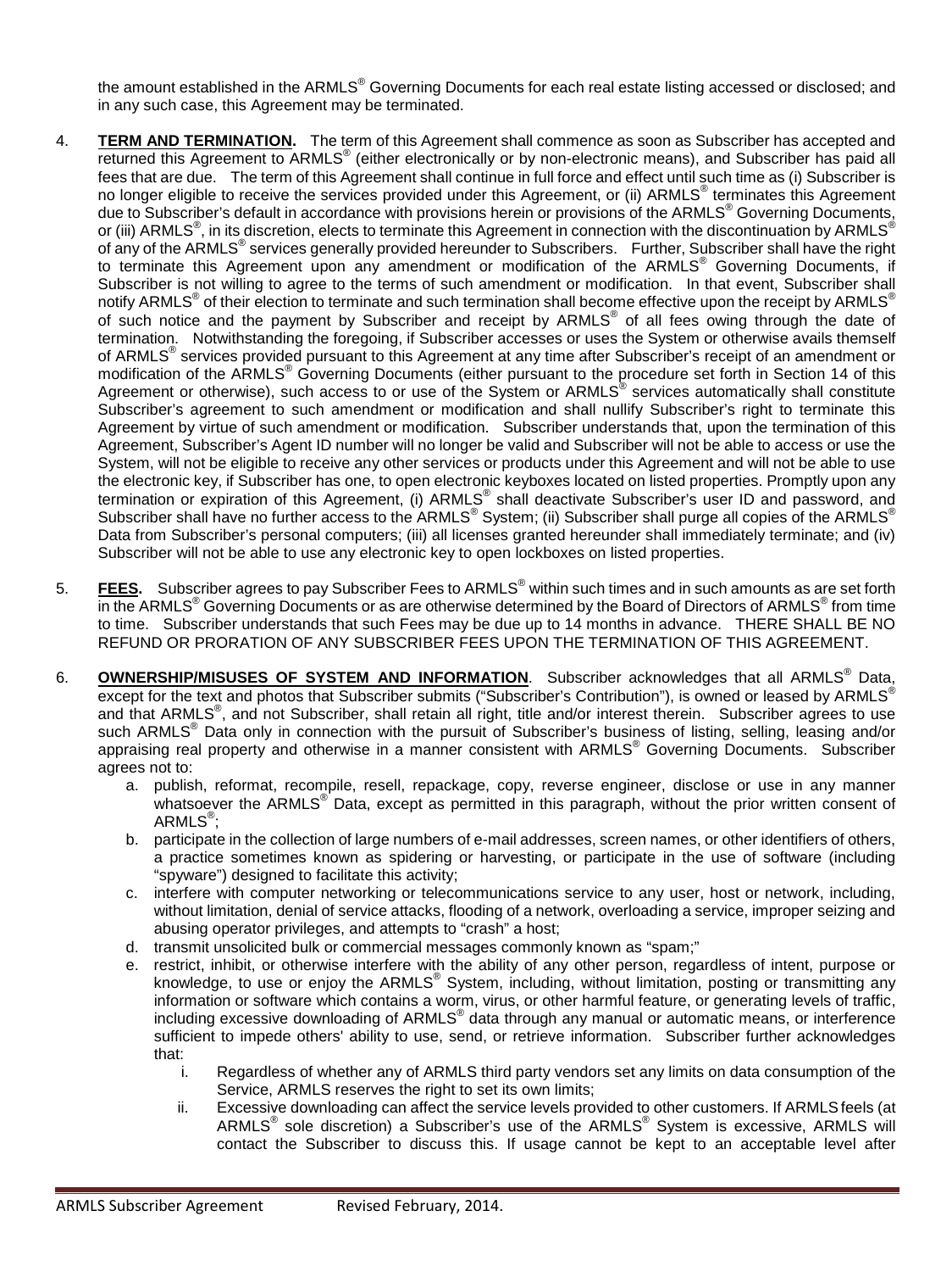the amount established in the ARMLS® Governing Documents for each real estate listing accessed or disclosed; and in any such case, this Agreement may be terminated.

4. **TERM AND TERMINATION.** The term of this Agreement shall commence as soon as Subscriber has accepted and returned this Agreement to ARMLS® (either electronically or by non-electronic means), and Subscriber has paid all fees that are due. The term of this Agreement shall continue in full force and effect until such time as (i) Subscriber is no longer eligible to receive the services provided under this Agreement, or (ii) ARMLS® terminates this Agreement due to Subscriber's default in accordance with provisions herein or provisions of the ARMLS® Governing Documents, or (iii) ARMLS®, in its discretion, elects to terminate this Agreement in connection with the discontinuation by ARMLS® of any of the ARMLS® services generally provided hereunder to Subscribers. Further, Subscriber shall have the right to terminate this Agreement upon any amendment or modification of the ARMLS® Governing Documents, if Subscriber is not willing to agree to the terms of such amendment or modification. In that event, Subscriber shall notify ARMLS® of their election to terminate and such termination shall become effective upon the receipt by ARMLS® of such notice and the payment by Subscriber and receipt by ARMLS® of all fees owing through the date of termination. Notwithstanding the foregoing, if Subscriber accesses or uses the System or otherwise avails themself of ARMLS® services provided pursuant to this Agreement at any time after Subscriber's receipt of an amendment or modification of the ARMLS® Governing Documents (either pursuant to the procedure set forth in Section 14 of this Agreement or otherwise), such access to or use of the System or ARMLS® services automatically shall constitute Subscriber's agreement to such amendment or modification and shall nullify Subscriber's right to terminate this Agreement by virtue of such amendment or modification. Subscriber understands that, upon the termination of this Agreement, Subscriber's Agent ID number will no longer be valid and Subscriber will not be able to access or use the System, will not be eligible to receive any other services or products under this Agreement and will not be able to use the electronic key, if Subscriber has one, to open electronic keyboxes located on listed properties. Promptly upon any termination or expiration of this Agreement, (i) ARMLS® shall deactivate Subscriber's user ID and password, and Subscriber shall have no further access to the ARMLS® System; (ii) Subscriber shall purge all copies of the ARMLS® Data from Subscriber's personal computers; (iii) all licenses granted hereunder shall immediately terminate; and (iv) Subscriber will not be able to use any electronic key to open lockboxes on listed properties.

5. **FEES.** Subscriber agrees to pay Subscriber Fees to ARMLS® within such times and in such amounts as are set forth in the ARMLS® Governing Documents or as are otherwise determined by the Board of Directors of ARMLS® from time to time. Subscriber understands that such Fees may be due up to 14 months in advance. THERE SHALL BE NO REFUND OR PRORATION OF ANY SUBSCRIBER FEES UPON THE TERMINATION OF THIS AGREEMENT.

6. **OWNERSHIP/MISUSES OF SYSTEM AND INFORMATION**. Subscriber acknowledges that all ARMLS® Data, except for the text and photos that Subscriber submits ("Subscriber's Contribution"), is owned or leased by ARMLS® and that ARMLS®, and not Subscriber, shall retain all right, title and/or interest therein. Subscriber agrees to use such ARMLS® Data only in connection with the pursuit of Subscriber's business of listing, selling, leasing and/or appraising real property and otherwise in a manner consistent with ARMLS® Governing Documents. Subscriber agrees not to:
   a. publish, reformat, recompile, resell, repackage, copy, reverse engineer, disclose or use in any manner whatsoever the ARMLS® Data, except as permitted in this paragraph, without the prior written consent of ARMLS®;
   b. participate in the collection of large numbers of e-mail addresses, screen names, or other identifiers of others, a practice sometimes known as spidering or harvesting, or participate in the use of software (including "spyware") designed to facilitate this activity;
   c. interfere with computer networking or telecommunications service to any user, host or network, including, without limitation, denial of service attacks, flooding of a network, overloading a service, improper seizing and abusing operator privileges, and attempts to "crash" a host;
   d. transmit unsolicited bulk or commercial messages commonly known as "spam;"
   e. restrict, inhibit, or otherwise interfere with the ability of any other person, regardless of intent, purpose or knowledge, to use or enjoy the ARMLS® System, including, without limitation, posting or transmitting any information or software which contains a worm, virus, or other harmful feature, or generating levels of traffic, including excessive downloading of ARMLS® data through any manual or automatic means, or interference sufficient to impede others' ability to use, send, or retrieve information. Subscriber further acknowledges that:
      i. Regardless of whether any of ARMLS third party vendors set any limits on data consumption of the Service, ARMLS reserves the right to set its own limits;
      ii. Excessive downloading can affect the service levels provided to other customers. If ARMLS feels (at ARMLS® sole discretion) a Subscriber's use of the ARMLS® System is excessive, ARMLS will contact the Subscriber to discuss this. If usage cannot be kept to an acceptable level after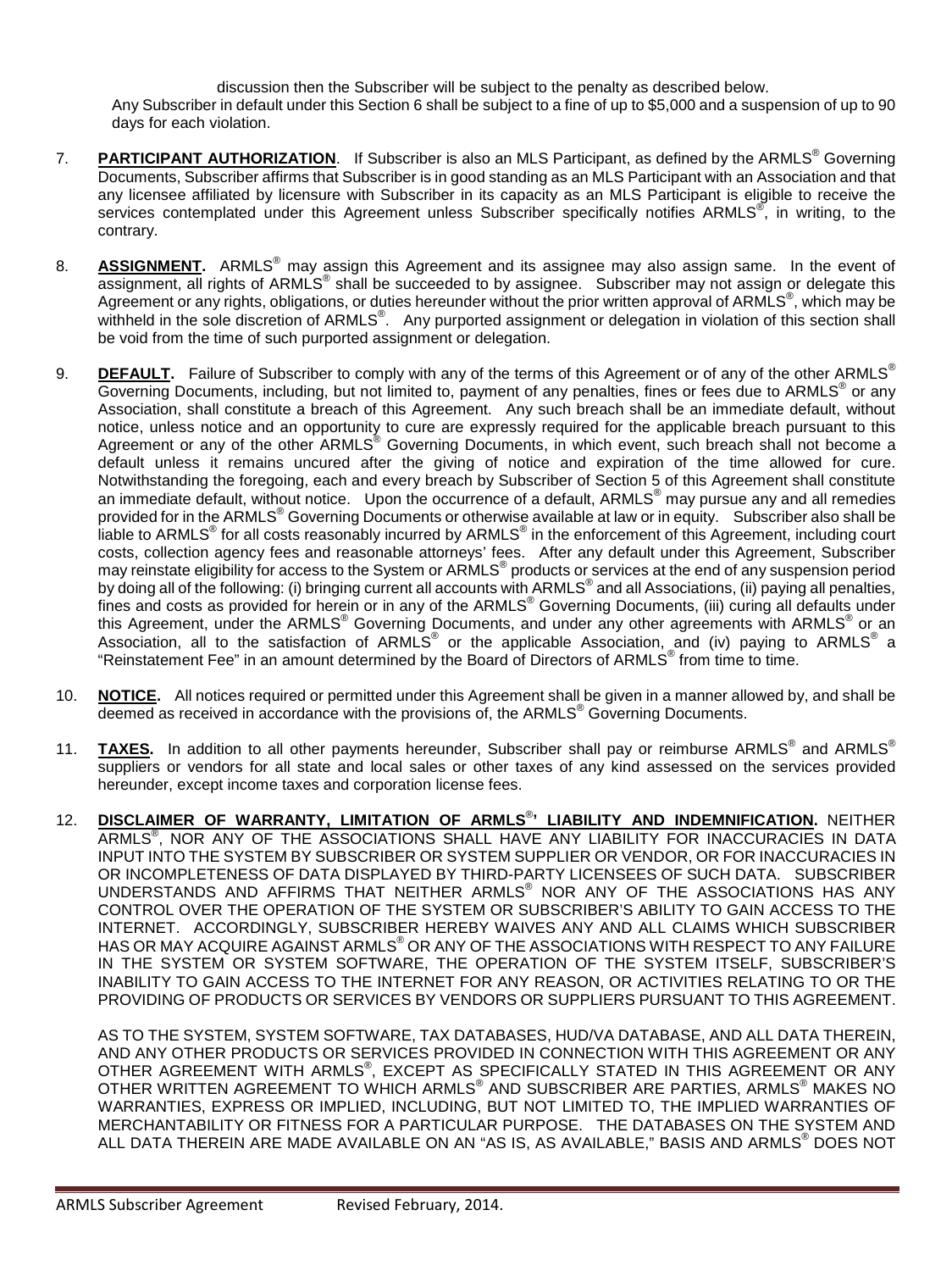discussion then the Subscriber will be subject to the penalty as described below.

Any Subscriber in default under this Section 6 shall be subject to a fine of up to $5,000 and a suspension of up to 90 days for each violation.

7. **PARTICIPANT AUTHORIZATION**. If Subscriber is also an MLS Participant, as defined by the ARMLS® Governing Documents, Subscriber affirms that Subscriber is in good standing as an MLS Participant with an Association and that any licensee affiliated by licensure with Subscriber in its capacity as an MLS Participant is eligible to receive the services contemplated under this Agreement unless Subscriber specifically notifies ARMLS®, in writing, to the contrary.

8. **ASSIGNMENT.** ARMLS® may assign this Agreement and its assignee may also assign same. In the event of assignment, all rights of ARMLS® shall be succeeded to by assignee. Subscriber may not assign or delegate this Agreement or any rights, obligations, or duties hereunder without the prior written approval of ARMLS®, which may be withheld in the sole discretion of ARMLS®. Any purported assignment or delegation in violation of this section shall be void from the time of such purported assignment or delegation.

9. **DEFAULT.** Failure of Subscriber to comply with any of the terms of this Agreement or of any of the other ARMLS® Governing Documents, including, but not limited to, payment of any penalties, fines or fees due to ARMLS® or any Association, shall constitute a breach of this Agreement. Any such breach shall be an immediate default, without notice, unless notice and an opportunity to cure are expressly required for the applicable breach pursuant to this Agreement or any of the other ARMLS® Governing Documents, in which event, such breach shall not become a default unless it remains uncured after the giving of notice and expiration of the time allowed for cure. Notwithstanding the foregoing, each and every breach by Subscriber of Section 5 of this Agreement shall constitute an immediate default, without notice. Upon the occurrence of a default, ARMLS® may pursue any and all remedies provided for in the ARMLS® Governing Documents or otherwise available at law or in equity. Subscriber also shall be liable to ARMLS® for all costs reasonably incurred by ARMLS® in the enforcement of this Agreement, including court costs, collection agency fees and reasonable attorneys' fees. After any default under this Agreement, Subscriber may reinstate eligibility for access to the System or ARMLS® products or services at the end of any suspension period by doing all of the following: (i) bringing current all accounts with ARMLS® and all Associations, (ii) paying all penalties, fines and costs as provided for herein or in any of the ARMLS® Governing Documents, (iii) curing all defaults under this Agreement, under the ARMLS® Governing Documents, and under any other agreements with ARMLS® or an Association, all to the satisfaction of ARMLS® or the applicable Association, and (iv) paying to ARMLS® a "Reinstatement Fee" in an amount determined by the Board of Directors of ARMLS® from time to time.

10. **NOTICE.** All notices required or permitted under this Agreement shall be given in a manner allowed by, and shall be deemed as received in accordance with the provisions of, the ARMLS® Governing Documents.

11. **TAXES.** In addition to all other payments hereunder, Subscriber shall pay or reimburse ARMLS® and ARMLS® suppliers or vendors for all state and local sales or other taxes of any kind assessed on the services provided hereunder, except income taxes and corporation license fees.

12. **DISCLAIMER OF WARRANTY, LIMITATION OF ARMLS®' LIABILITY AND INDEMNIFICATION.** NEITHER ARMLS®, NOR ANY OF THE ASSOCIATIONS SHALL HAVE ANY LIABILITY FOR INACCURACIES IN DATA INPUT INTO THE SYSTEM BY SUBSCRIBER OR SYSTEM SUPPLIER OR VENDOR, OR FOR INACCURACIES IN OR INCOMPLETENESS OF DATA DISPLAYED BY THIRD-PARTY LICENSEES OF SUCH DATA. SUBSCRIBER UNDERSTANDS AND AFFIRMS THAT NEITHER ARMLS® NOR ANY OF THE ASSOCIATIONS HAS ANY CONTROL OVER THE OPERATION OF THE SYSTEM OR SUBSCRIBER'S ABILITY TO GAIN ACCESS TO THE INTERNET. ACCORDINGLY, SUBSCRIBER HEREBY WAIVES ANY AND ALL CLAIMS WHICH SUBSCRIBER HAS OR MAY ACQUIRE AGAINST ARMLS® OR ANY OF THE ASSOCIATIONS WITH RESPECT TO ANY FAILURE IN THE SYSTEM OR SYSTEM SOFTWARE, THE OPERATION OF THE SYSTEM ITSELF, SUBSCRIBER'S INABILITY TO GAIN ACCESS TO THE INTERNET FOR ANY REASON, OR ACTIVITIES RELATING TO OR THE PROVIDING OF PRODUCTS OR SERVICES BY VENDORS OR SUPPLIERS PURSUANT TO THIS AGREEMENT.

    AS TO THE SYSTEM, SYSTEM SOFTWARE, TAX DATABASES, HUD/VA DATABASE, AND ALL DATA THEREIN, AND ANY OTHER PRODUCTS OR SERVICES PROVIDED IN CONNECTION WITH THIS AGREEMENT OR ANY OTHER AGREEMENT WITH ARMLS®, EXCEPT AS SPECIFICALLY STATED IN THIS AGREEMENT OR ANY OTHER WRITTEN AGREEMENT TO WHICH ARMLS® AND SUBSCRIBER ARE PARTIES, ARMLS® MAKES NO WARRANTIES, EXPRESS OR IMPLIED, INCLUDING, BUT NOT LIMITED TO, THE IMPLIED WARRANTIES OF MERCHANTABILITY OR FITNESS FOR A PARTICULAR PURPOSE. THE DATABASES ON THE SYSTEM AND ALL DATA THEREIN ARE MADE AVAILABLE ON AN "AS IS, AS AVAILABLE," BASIS AND ARMLS® DOES NOT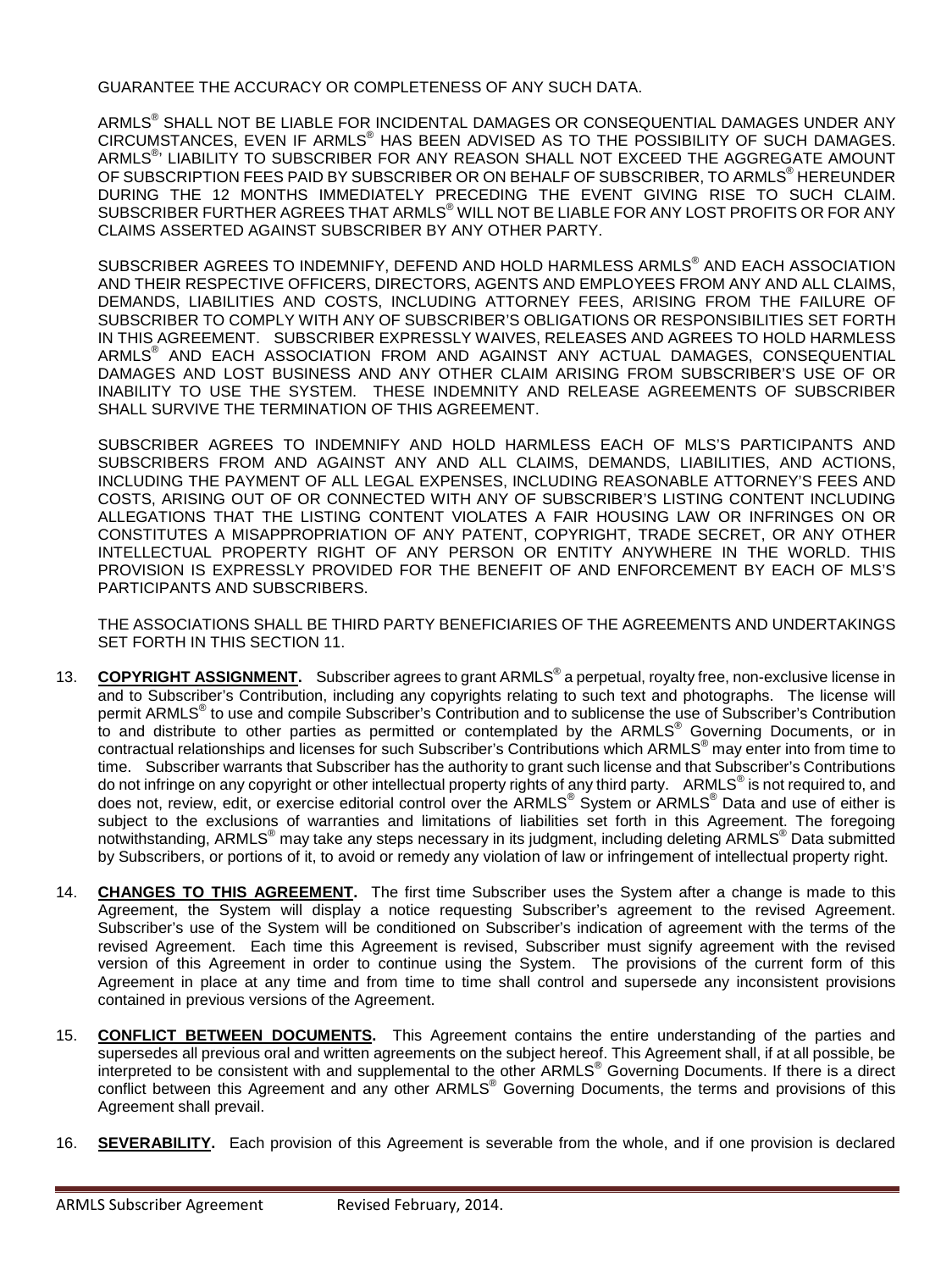GUARANTEE THE ACCURACY OR COMPLETENESS OF ANY SUCH DATA.

ARMLS® SHALL NOT BE LIABLE FOR INCIDENTAL DAMAGES OR CONSEQUENTIAL DAMAGES UNDER ANY CIRCUMSTANCES, EVEN IF ARMLS® HAS BEEN ADVISED AS TO THE POSSIBILITY OF SUCH DAMAGES. ARMLS®' LIABILITY TO SUBSCRIBER FOR ANY REASON SHALL NOT EXCEED THE AGGREGATE AMOUNT OF SUBSCRIPTION FEES PAID BY SUBSCRIBER OR ON BEHALF OF SUBSCRIBER, TO ARMLS® HEREUNDER DURING THE 12 MONTHS IMMEDIATELY PRECEDING THE EVENT GIVING RISE TO SUCH CLAIM. SUBSCRIBER FURTHER AGREES THAT ARMLS® WILL NOT BE LIABLE FOR ANY LOST PROFITS OR FOR ANY CLAIMS ASSERTED AGAINST SUBSCRIBER BY ANY OTHER PARTY.

SUBSCRIBER AGREES TO INDEMNIFY, DEFEND AND HOLD HARMLESS ARMLS® AND EACH ASSOCIATION AND THEIR RESPECTIVE OFFICERS, DIRECTORS, AGENTS AND EMPLOYEES FROM ANY AND ALL CLAIMS, DEMANDS, LIABILITIES AND COSTS, INCLUDING ATTORNEY FEES, ARISING FROM THE FAILURE OF SUBSCRIBER TO COMPLY WITH ANY OF SUBSCRIBER'S OBLIGATIONS OR RESPONSIBILITIES SET FORTH IN THIS AGREEMENT. SUBSCRIBER EXPRESSLY WAIVES, RELEASES AND AGREES TO HOLD HARMLESS ARMLS® AND EACH ASSOCIATION FROM AND AGAINST ANY ACTUAL DAMAGES, CONSEQUENTIAL DAMAGES AND LOST BUSINESS AND ANY OTHER CLAIM ARISING FROM SUBSCRIBER'S USE OF OR INABILITY TO USE THE SYSTEM. THESE INDEMNITY AND RELEASE AGREEMENTS OF SUBSCRIBER SHALL SURVIVE THE TERMINATION OF THIS AGREEMENT.

SUBSCRIBER AGREES TO INDEMNIFY AND HOLD HARMLESS EACH OF MLS'S PARTICIPANTS AND SUBSCRIBERS FROM AND AGAINST ANY AND ALL CLAIMS, DEMANDS, LIABILITIES, AND ACTIONS, INCLUDING THE PAYMENT OF ALL LEGAL EXPENSES, INCLUDING REASONABLE ATTORNEY'S FEES AND COSTS, ARISING OUT OF OR CONNECTED WITH ANY OF SUBSCRIBER'S LISTING CONTENT INCLUDING ALLEGATIONS THAT THE LISTING CONTENT VIOLATES A FAIR HOUSING LAW OR INFRINGES ON OR CONSTITUTES A MISAPPROPRIATION OF ANY PATENT, COPYRIGHT, TRADE SECRET, OR ANY OTHER INTELLECTUAL PROPERTY RIGHT OF ANY PERSON OR ENTITY ANYWHERE IN THE WORLD. THIS PROVISION IS EXPRESSLY PROVIDED FOR THE BENEFIT OF AND ENFORCEMENT BY EACH OF MLS'S PARTICIPANTS AND SUBSCRIBERS.

THE ASSOCIATIONS SHALL BE THIRD PARTY BENEFICIARIES OF THE AGREEMENTS AND UNDERTAKINGS SET FORTH IN THIS SECTION 11.

13. **COPYRIGHT ASSIGNMENT.** Subscriber agrees to grant ARMLS® a perpetual, royalty free, non-exclusive license in and to Subscriber's Contribution, including any copyrights relating to such text and photographs. The license will permit ARMLS® to use and compile Subscriber's Contribution and to sublicense the use of Subscriber's Contribution to and distribute to other parties as permitted or contemplated by the ARMLS® Governing Documents, or in contractual relationships and licenses for such Subscriber's Contributions which ARMLS® may enter into from time to time. Subscriber warrants that Subscriber has the authority to grant such license and that Subscriber's Contributions do not infringe on any copyright or other intellectual property rights of any third party. ARMLS® is not required to, and does not, review, edit, or exercise editorial control over the ARMLS® System or ARMLS® Data and use of either is subject to the exclusions of warranties and limitations of liabilities set forth in this Agreement. The foregoing notwithstanding, ARMLS® may take any steps necessary in its judgment, including deleting ARMLS® Data submitted by Subscribers, or portions of it, to avoid or remedy any violation of law or infringement of intellectual property right.

14. **CHANGES TO THIS AGREEMENT.** The first time Subscriber uses the System after a change is made to this Agreement, the System will display a notice requesting Subscriber's agreement to the revised Agreement. Subscriber's use of the System will be conditioned on Subscriber's indication of agreement with the terms of the revised Agreement. Each time this Agreement is revised, Subscriber must signify agreement with the revised version of this Agreement in order to continue using the System. The provisions of the current form of this Agreement in place at any time and from time to time shall control and supersede any inconsistent provisions contained in previous versions of the Agreement.

15. **CONFLICT BETWEEN DOCUMENTS.** This Agreement contains the entire understanding of the parties and supersedes all previous oral and written agreements on the subject hereof. This Agreement shall, if at all possible, be interpreted to be consistent with and supplemental to the other ARMLS® Governing Documents. If there is a direct conflict between this Agreement and any other ARMLS® Governing Documents, the terms and provisions of this Agreement shall prevail.

16. **SEVERABILITY.** Each provision of this Agreement is severable from the whole, and if one provision is declared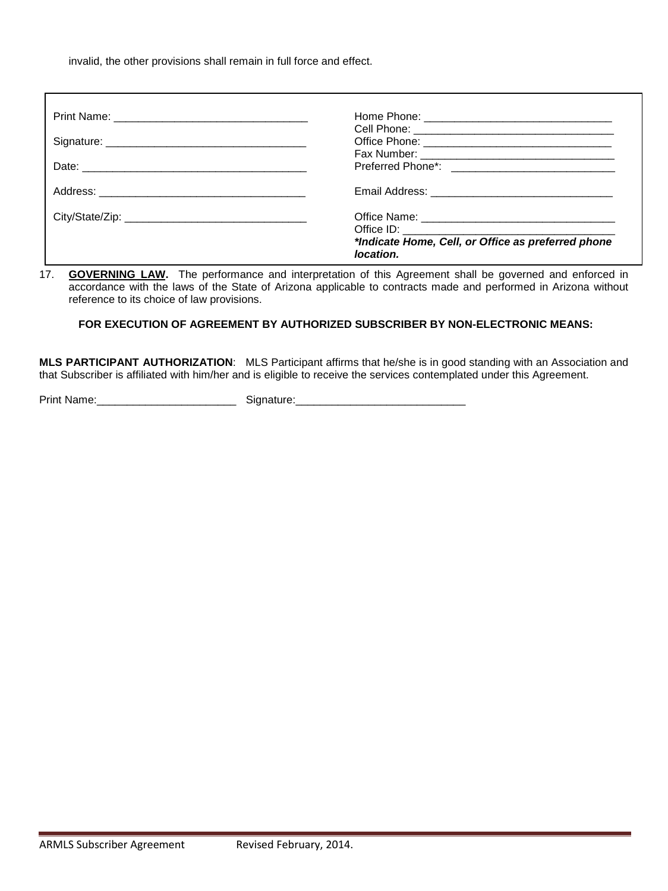invalid, the other provisions shall remain in full force and effect.

| | |
|---|---|
| Print Name: ________________________________ | Home Phone: _______________________________ |
| | Cell Phone: _________________________________ |
| Signature: _________________________________ | Office Phone: _______________________________ |
| | Fax Number: ________________________________ |
| Date: _____________________________________ | Preferred Phone*: ___________________________ |
| Address: ___________________________________ | Email Address: ______________________________ |
| City/State/Zip: ______________________________ | Office Name: ________________________________ |
| | Office ID: ___________________________________ |
| | ***Indicate Home, Cell, or Office as preferred phone location.*** |

17. **GOVERNING LAW.** The performance and interpretation of this Agreement shall be governed and enforced in accordance with the laws of the State of Arizona applicable to contracts made and performed in Arizona without reference to its choice of law provisions.

**FOR EXECUTION OF AGREEMENT BY AUTHORIZED SUBSCRIBER BY NON-ELECTRONIC MEANS:**

**MLS PARTICIPANT AUTHORIZATION**: MLS Participant affirms that he/she is in good standing with an Association and that Subscriber is affiliated with him/her and is eligible to receive the services contemplated under this Agreement.

Print Name:_______________________ Signature:____________________________